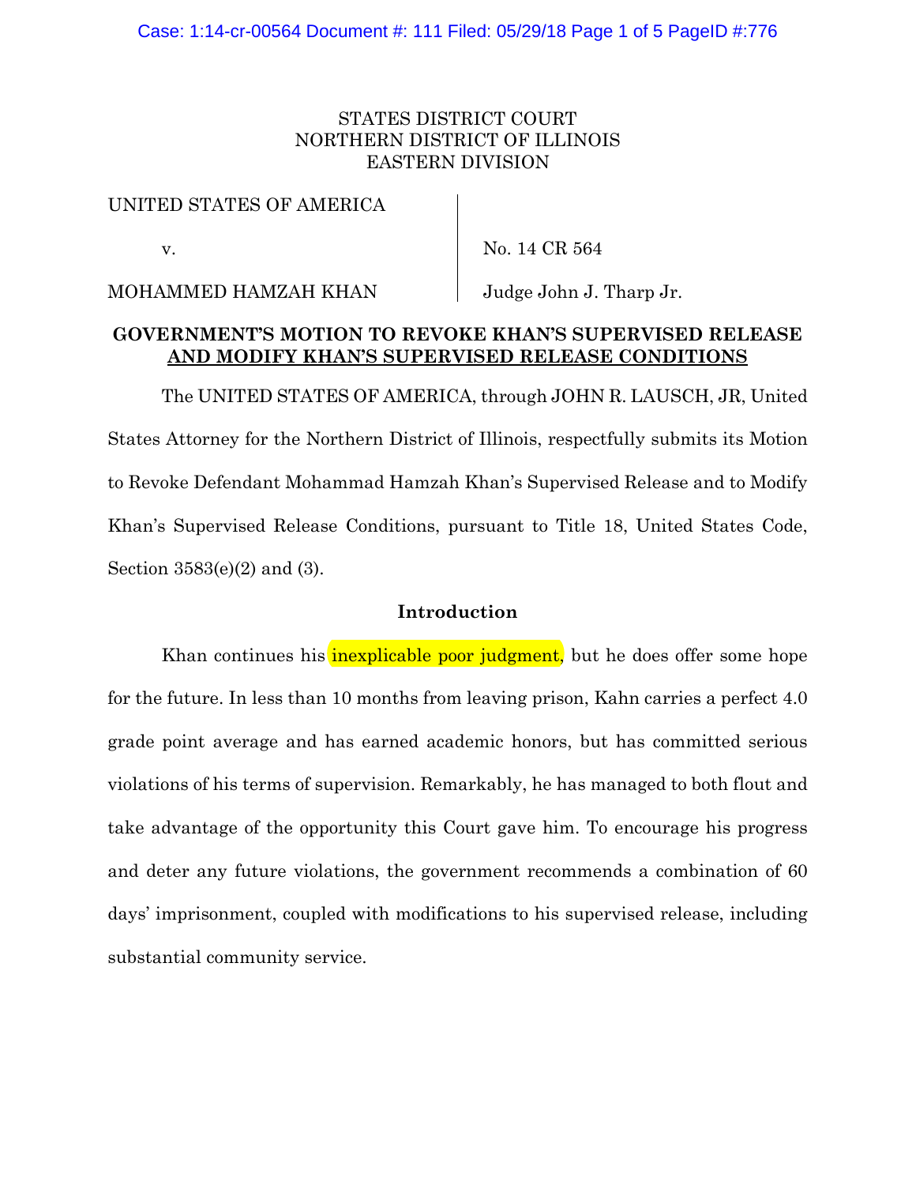STATES DISTRICT COURT
NORTHERN DISTRICT OF ILLINOIS
EASTERN DIVISION

| UNITED STATES OF AMERICA | |
|---|---|
| v. | No. 14 CR 564 |
| MOHAMMED HAMZAH KHAN | Judge John J. Tharp Jr. |

**GOVERNMENT'S MOTION TO REVOKE KHAN'S SUPERVISED RELEASE AND MODIFY KHAN'S SUPERVISED RELEASE CONDITIONS**

The UNITED STATES OF AMERICA, through JOHN R. LAUSCH, JR, United States Attorney for the Northern District of Illinois, respectfully submits its Motion to Revoke Defendant Mohammad Hamzah Khan's Supervised Release and to Modify Khan's Supervised Release Conditions, pursuant to Title 18, United States Code, Section 3583(e)(2) and (3).

### Introduction

Khan continues his inexplicable poor judgment, but he does offer some hope for the future. In less than 10 months from leaving prison, Kahn carries a perfect 4.0 grade point average and has earned academic honors, but has committed serious violations of his terms of supervision. Remarkably, he has managed to both flout and take advantage of the opportunity this Court gave him. To encourage his progress and deter any future violations, the government recommends a combination of 60 days' imprisonment, coupled with modifications to his supervised release, including substantial community service.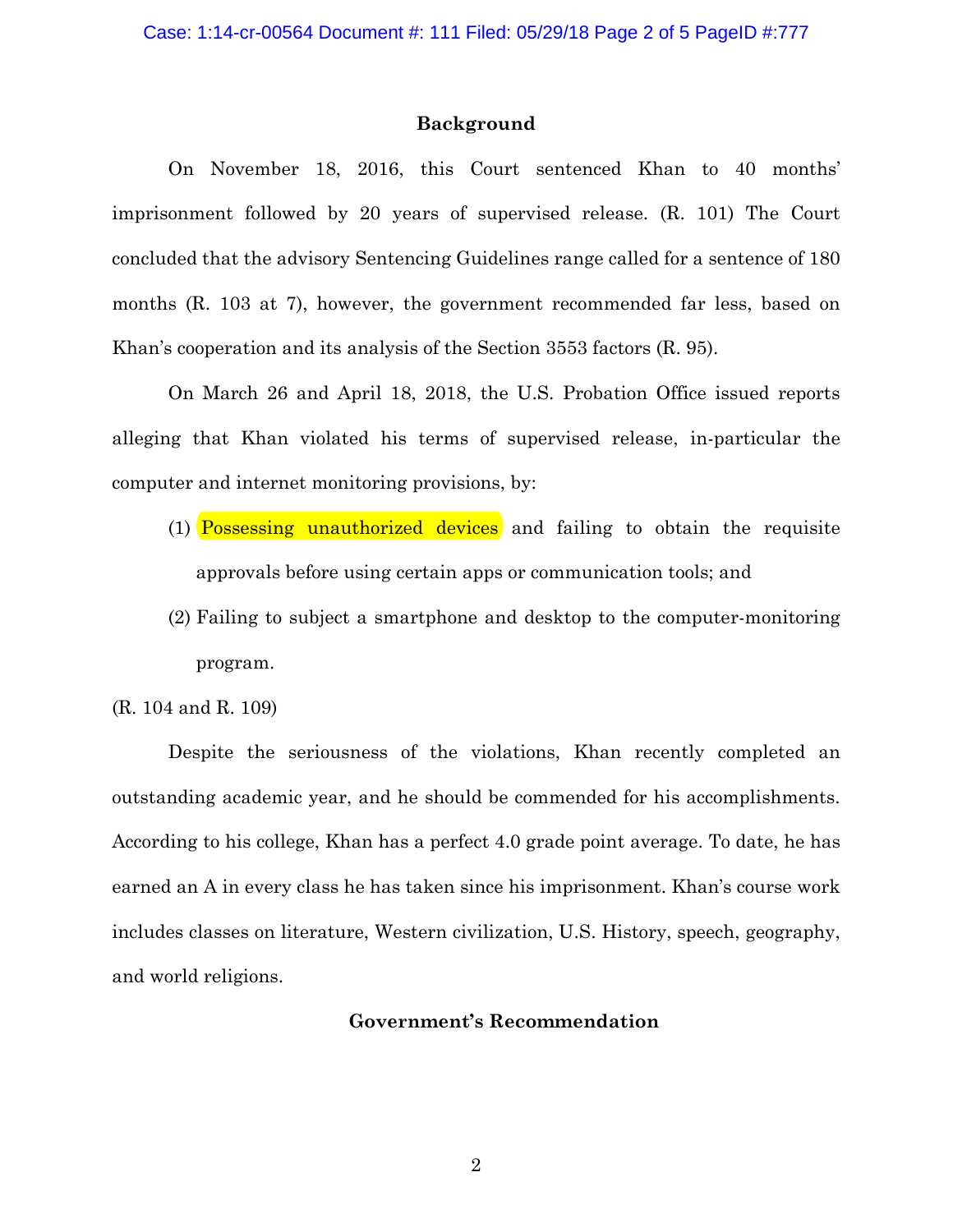## Background

On November 18, 2016, this Court sentenced Khan to 40 months' imprisonment followed by 20 years of supervised release. (R. 101) The Court concluded that the advisory Sentencing Guidelines range called for a sentence of 180 months (R. 103 at 7), however, the government recommended far less, based on Khan's cooperation and its analysis of the Section 3553 factors (R. 95).

On March 26 and April 18, 2018, the U.S. Probation Office issued reports alleging that Khan violated his terms of supervised release, in-particular the computer and internet monitoring provisions, by:

(1) Possessing unauthorized devices and failing to obtain the requisite approvals before using certain apps or communication tools; and

(2) Failing to subject a smartphone and desktop to the computer-monitoring program.

(R. 104 and R. 109)

Despite the seriousness of the violations, Khan recently completed an outstanding academic year, and he should be commended for his accomplishments. According to his college, Khan has a perfect 4.0 grade point average. To date, he has earned an A in every class he has taken since his imprisonment. Khan's course work includes classes on literature, Western civilization, U.S. History, speech, geography, and world religions.

## Government's Recommendation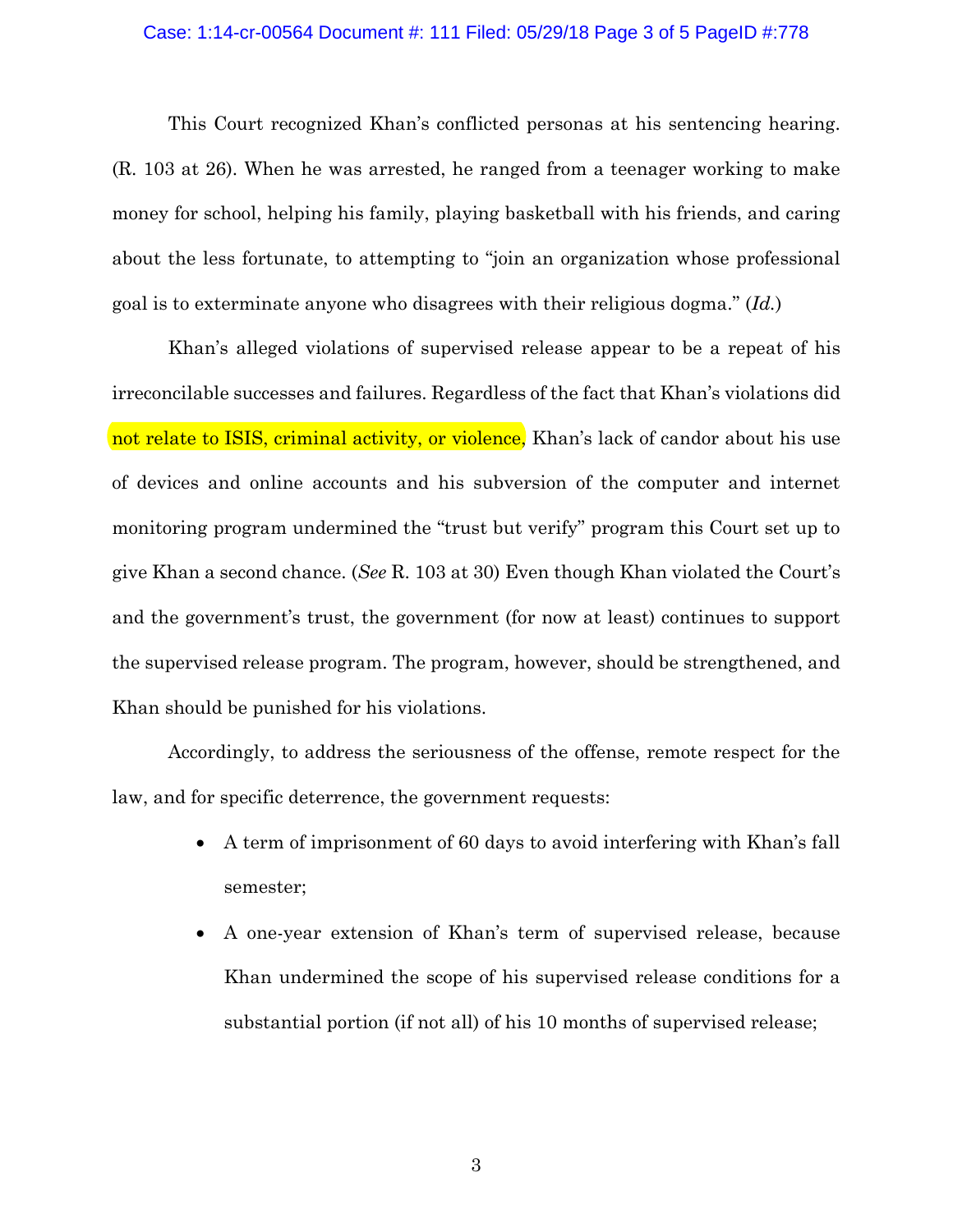This Court recognized Khan's conflicted personas at his sentencing hearing. (R. 103 at 26). When he was arrested, he ranged from a teenager working to make money for school, helping his family, playing basketball with his friends, and caring about the less fortunate, to attempting to "join an organization whose professional goal is to exterminate anyone who disagrees with their religious dogma." (*Id.*)

Khan's alleged violations of supervised release appear to be a repeat of his irreconcilable successes and failures. Regardless of the fact that Khan's violations did not relate to ISIS, criminal activity, or violence, Khan's lack of candor about his use of devices and online accounts and his subversion of the computer and internet monitoring program undermined the "trust but verify" program this Court set up to give Khan a second chance. (*See* R. 103 at 30) Even though Khan violated the Court's and the government's trust, the government (for now at least) continues to support the supervised release program. The program, however, should be strengthened, and Khan should be punished for his violations.

Accordingly, to address the seriousness of the offense, remote respect for the law, and for specific deterrence, the government requests:

- A term of imprisonment of 60 days to avoid interfering with Khan's fall semester;
- A one-year extension of Khan's term of supervised release, because Khan undermined the scope of his supervised release conditions for a substantial portion (if not all) of his 10 months of supervised release;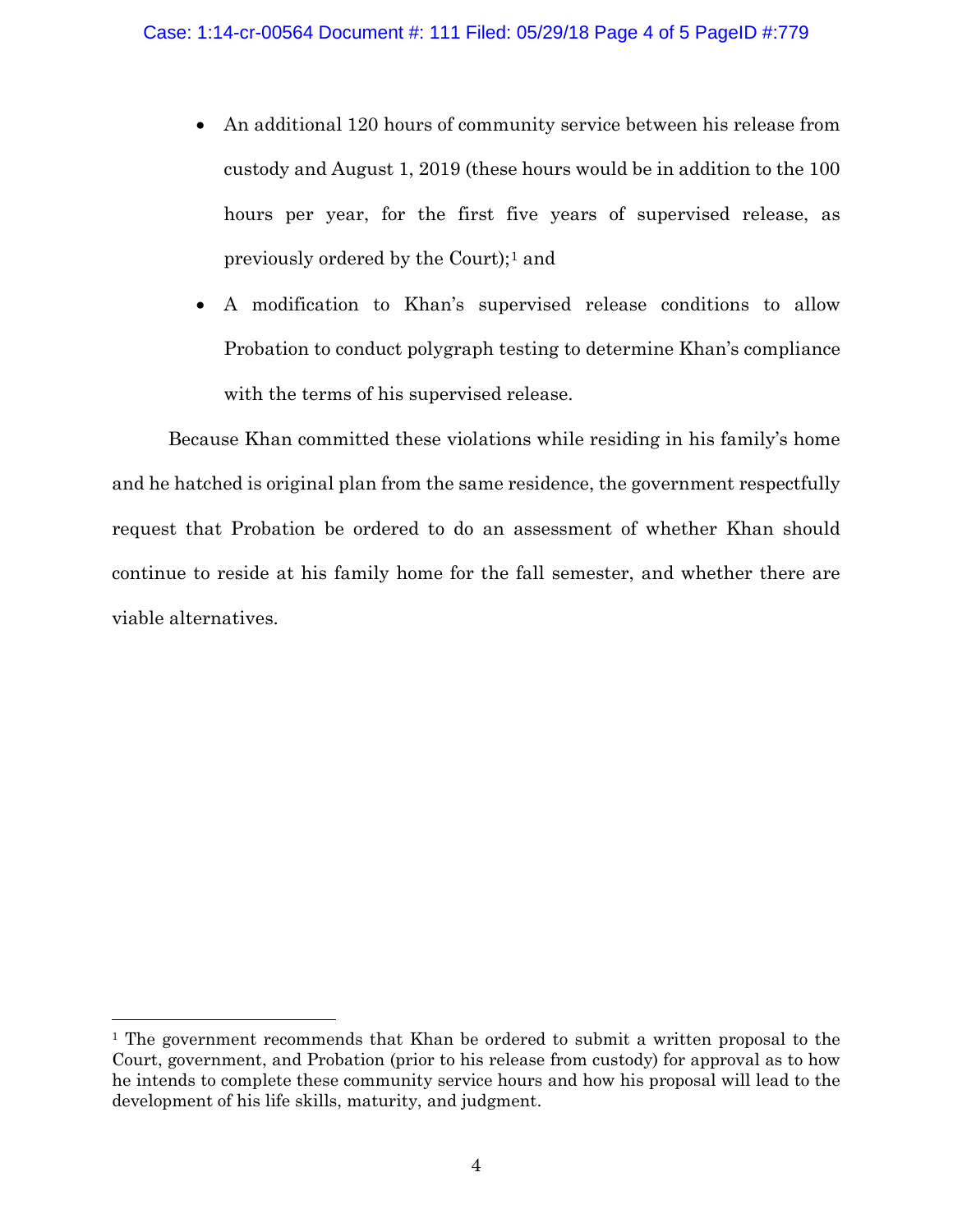- An additional 120 hours of community service between his release from custody and August 1, 2019 (these hours would be in addition to the 100 hours per year, for the first five years of supervised release, as previously ordered by the Court);[1] and
- A modification to Khan's supervised release conditions to allow Probation to conduct polygraph testing to determine Khan's compliance with the terms of his supervised release.

Because Khan committed these violations while residing in his family's home and he hatched is original plan from the same residence, the government respectfully request that Probation be ordered to do an assessment of whether Khan should continue to reside at his family home for the fall semester, and whether there are viable alternatives.

---

[1] The government recommends that Khan be ordered to submit a written proposal to the Court, government, and Probation (prior to his release from custody) for approval as to how he intends to complete these community service hours and how his proposal will lead to the development of his life skills, maturity, and judgment.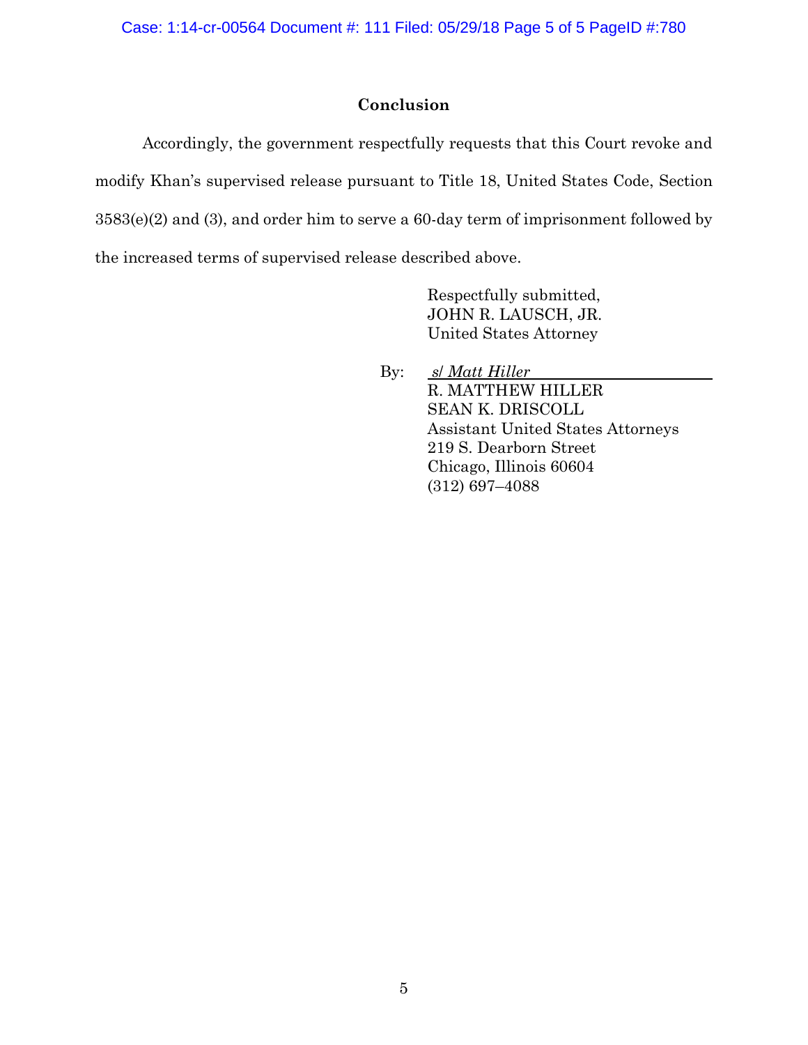## Conclusion

Accordingly, the government respectfully requests that this Court revoke and modify Khan's supervised release pursuant to Title 18, United States Code, Section 3583(e)(2) and (3), and order him to serve a 60-day term of imprisonment followed by the increased terms of supervised release described above.

Respectfully submitted,
JOHN R. LAUSCH, JR.
United States Attorney

By: *s/ Matt Hiller*
R. MATTHEW HILLER
SEAN K. DRISCOLL
Assistant United States Attorneys
219 S. Dearborn Street
Chicago, Illinois 60604
(312) 697–4088